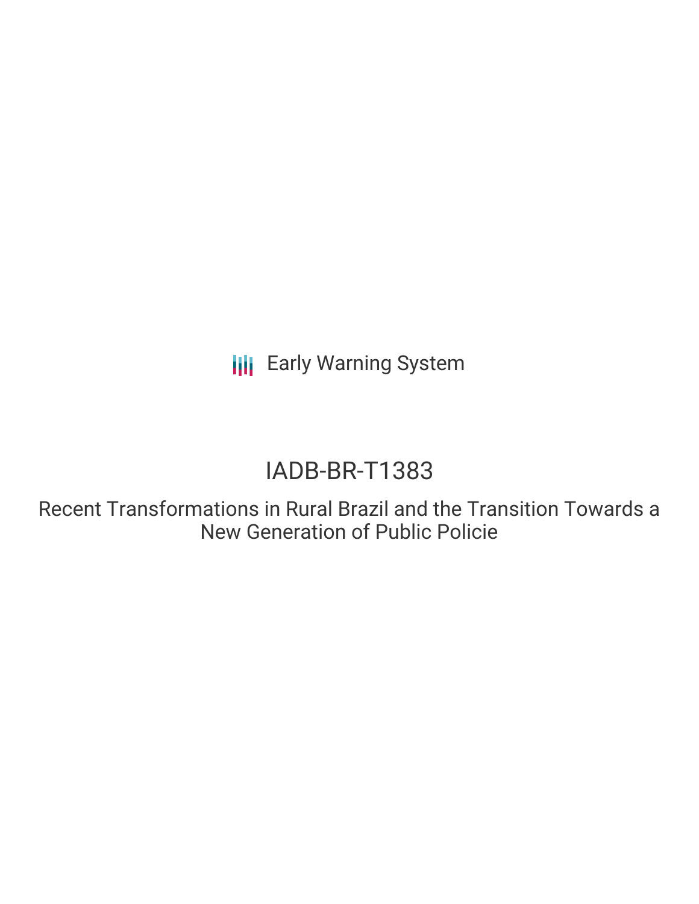Early Warning System

# IADB-BR-T1383

## Recent Transformations in Rural Brazil and the Transition Towards a New Generation of Public Policie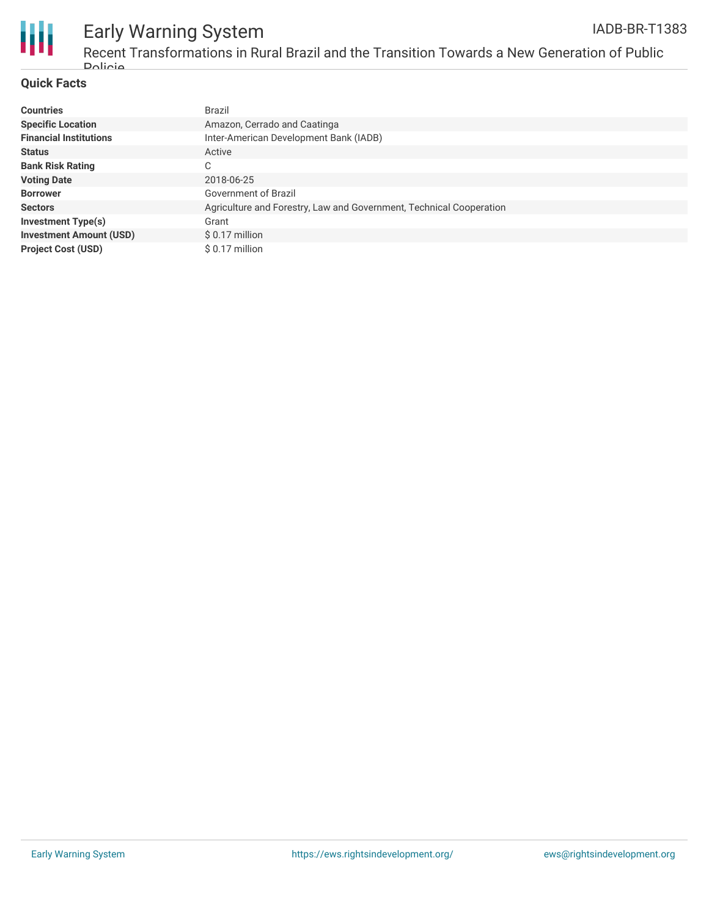## Quick Facts

| | |
|---|---|
| **Countries** | Brazil |
| **Specific Location** | Amazon, Cerrado and Caatinga |
| **Financial Institutions** | Inter-American Development Bank (IADB) |
| **Status** | Active |
| **Bank Risk Rating** | C |
| **Voting Date** | 2018-06-25 |
| **Borrower** | Government of Brazil |
| **Sectors** | Agriculture and Forestry, Law and Government, Technical Cooperation |
| **Investment Type(s)** | Grant |
| **Investment Amount (USD)** | $ 0.17 million |
| **Project Cost (USD)** | $ 0.17 million |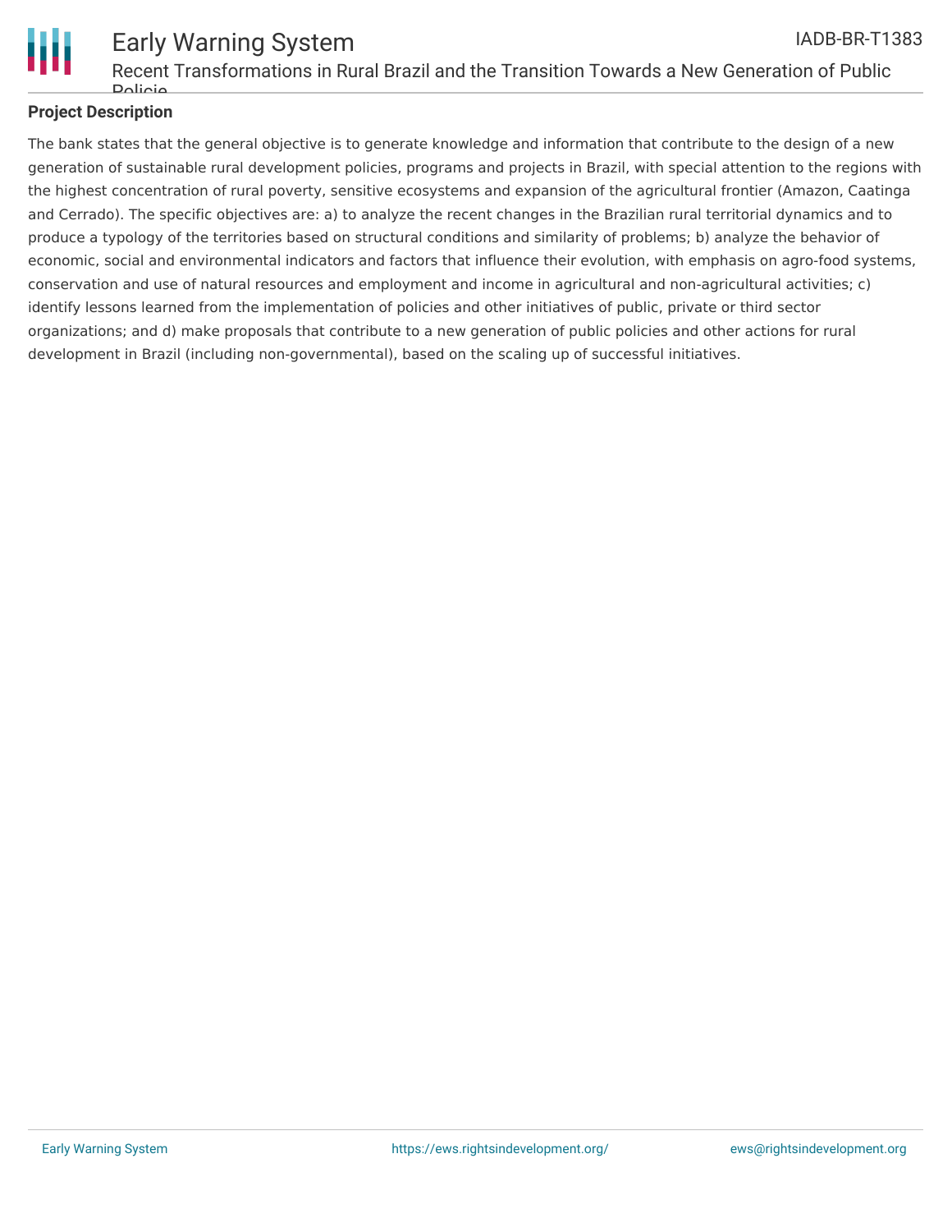## Project Description

The bank states that the general objective is to generate knowledge and information that contribute to the design of a new generation of sustainable rural development policies, programs and projects in Brazil, with special attention to the regions with the highest concentration of rural poverty, sensitive ecosystems and expansion of the agricultural frontier (Amazon, Caatinga and Cerrado). The specific objectives are: a) to analyze the recent changes in the Brazilian rural territorial dynamics and to produce a typology of the territories based on structural conditions and similarity of problems; b) analyze the behavior of economic, social and environmental indicators and factors that influence their evolution, with emphasis on agro-food systems, conservation and use of natural resources and employment and income in agricultural and non-agricultural activities; c) identify lessons learned from the implementation of policies and other initiatives of public, private or third sector organizations; and d) make proposals that contribute to a new generation of public policies and other actions for rural development in Brazil (including non-governmental), based on the scaling up of successful initiatives.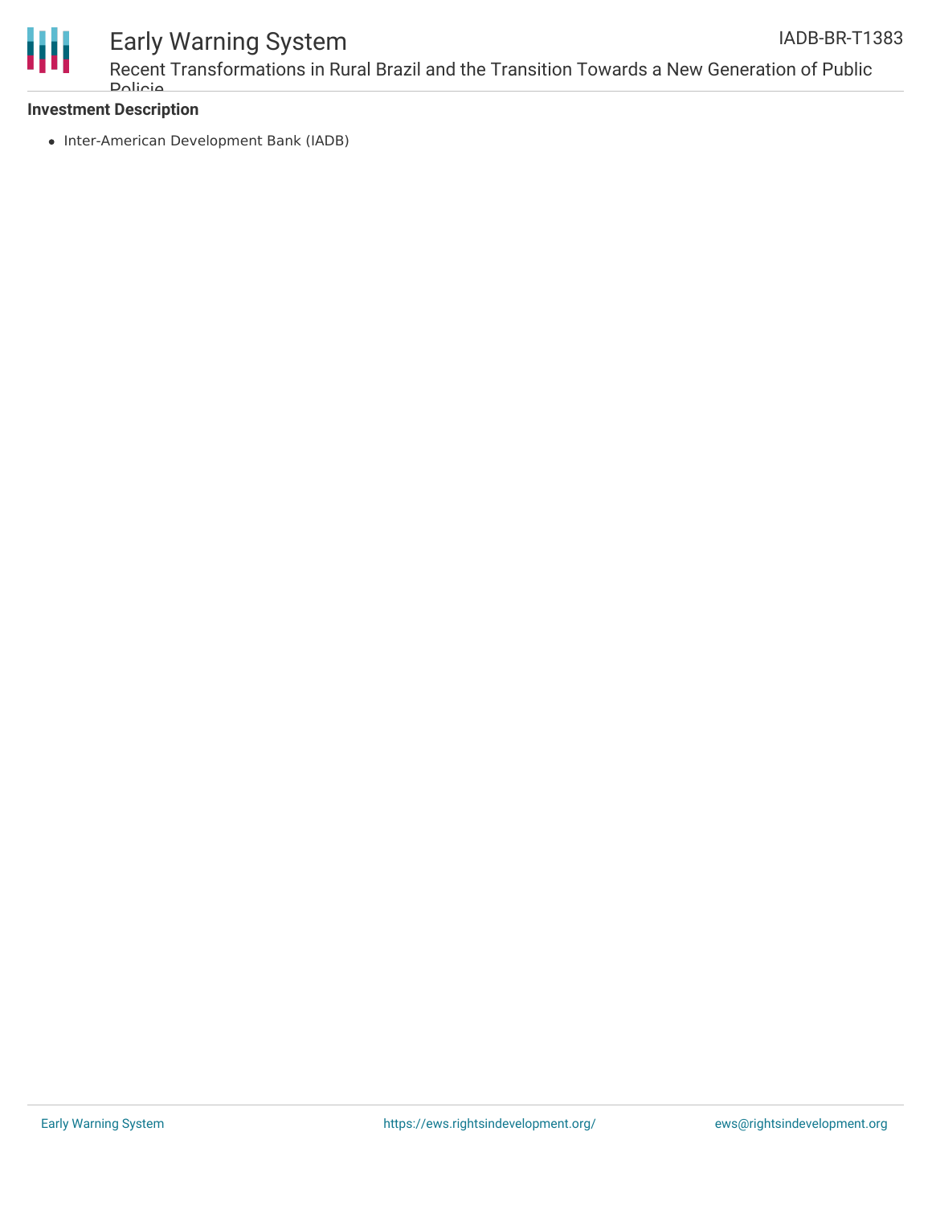**Investment Description**

- Inter-American Development Bank (IADB)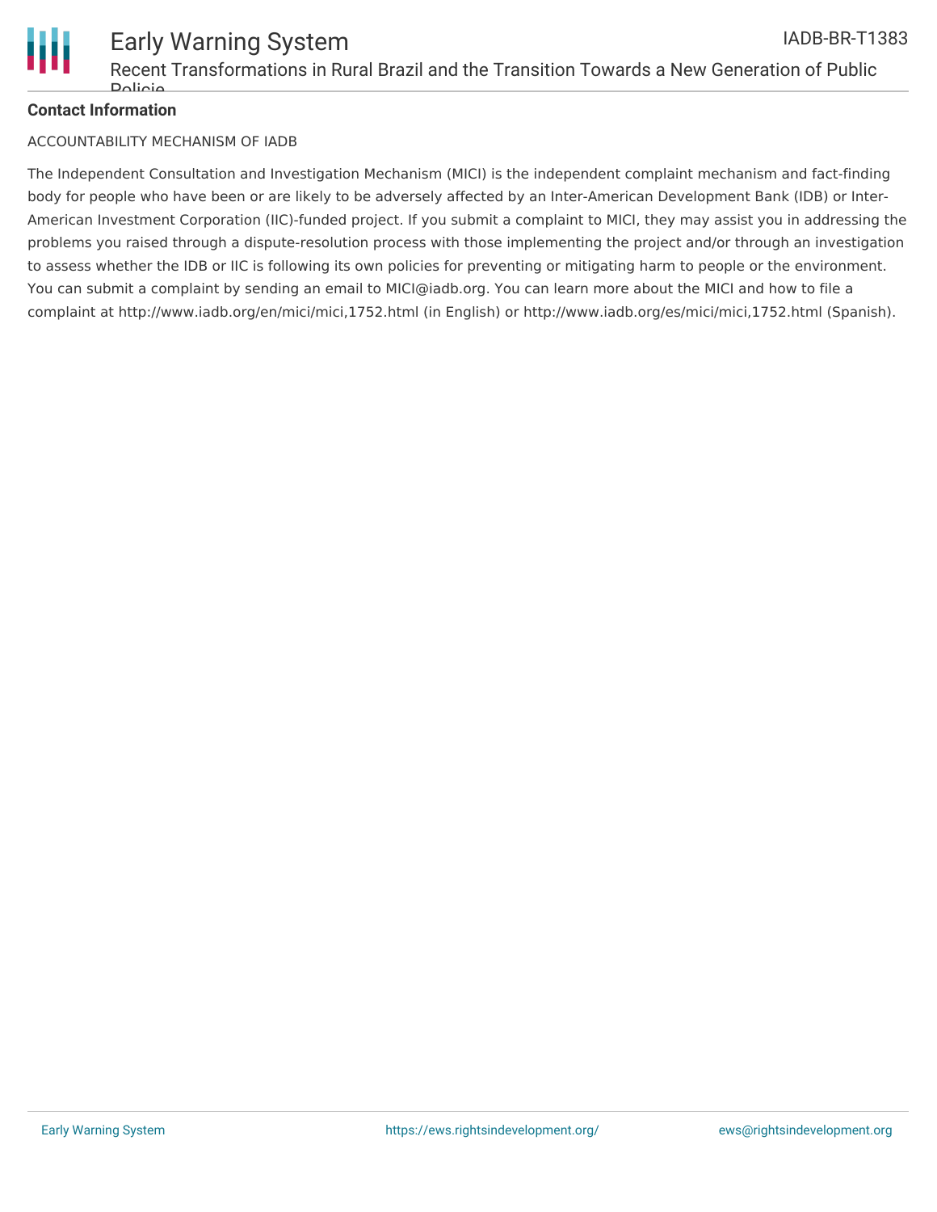**Contact Information**

ACCOUNTABILITY MECHANISM OF IADB

The Independent Consultation and Investigation Mechanism (MICI) is the independent complaint mechanism and fact-finding body for people who have been or are likely to be adversely affected by an Inter-American Development Bank (IDB) or Inter-American Investment Corporation (IIC)-funded project. If you submit a complaint to MICI, they may assist you in addressing the problems you raised through a dispute-resolution process with those implementing the project and/or through an investigation to assess whether the IDB or IIC is following its own policies for preventing or mitigating harm to people or the environment. You can submit a complaint by sending an email to MICI@iadb.org. You can learn more about the MICI and how to file a complaint at http://www.iadb.org/en/mici/mici,1752.html (in English) or http://www.iadb.org/es/mici/mici,1752.html (Spanish).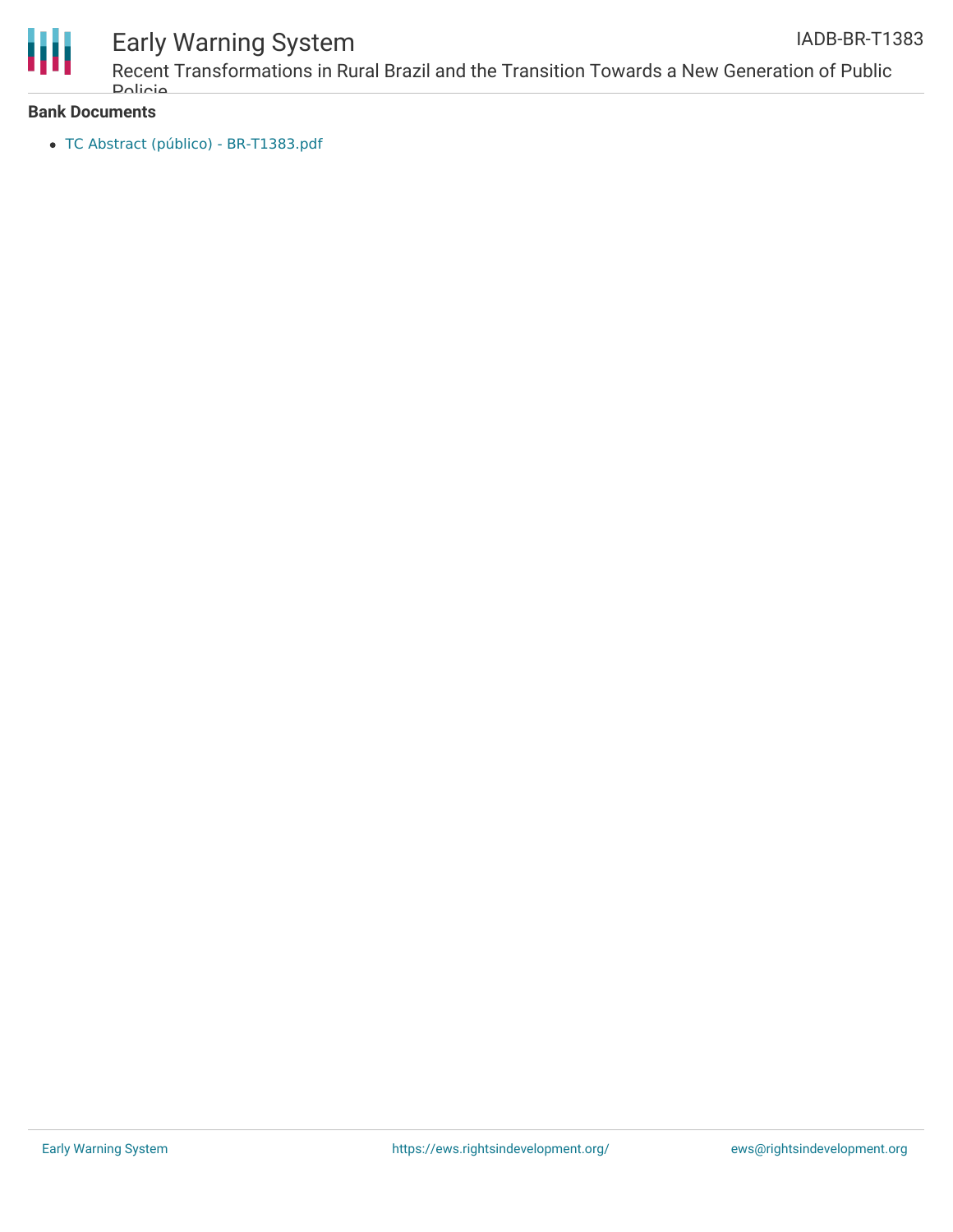**Bank Documents**

- TC Abstract (público) - BR-T1383.pdf